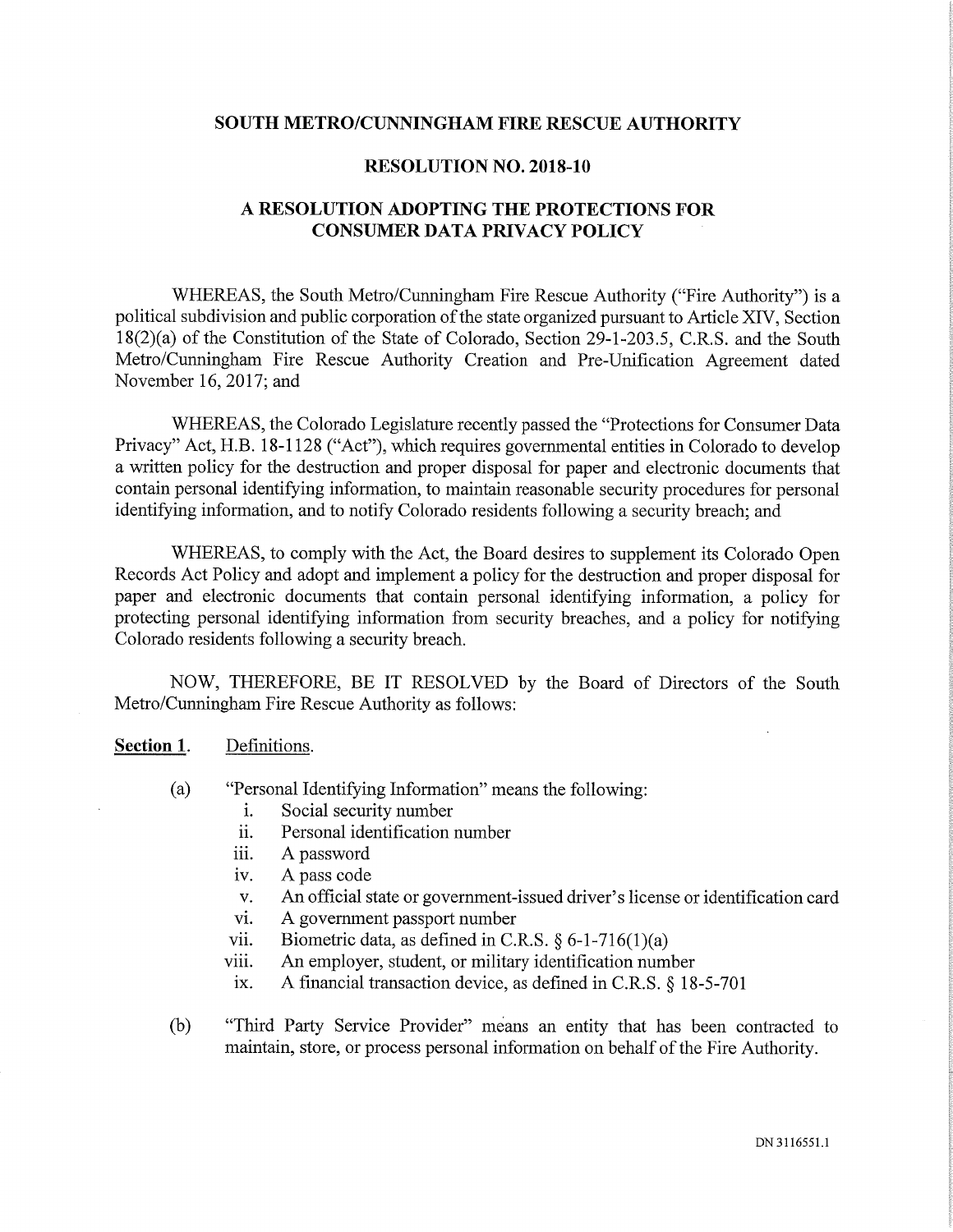# SOUTH METRO/CUNNINGHAM FIRE RESCUE AUTHORITY

## RESOLUTION NO. 2018-10

## A RESOLUTION ADOPTING THE PROTECTIONS FOR CONSUMER DATA PRIVACY POLICY

WHEREAS, the South Metro/Cunningham Fire Rescue Authority ("Fire Authority") is a political subdivision and public corporation of the state organized pursuant to Article XIV, Section 18(2)(a) of the Constitution of the State of Colorado, Section 29-1-203.5, C.R.S. and the South Metro/Cunningham Fire Rescue Authority Creation and Pre-Unification Agreement dated November 16, 2017; and

WHEREAS, the Colorado Legislature recently passed the "Protections for Consumer Data Privacy" Act, H.B. 18-1128 ("Act"), which requires governmental entities in Colorado to develop a written policy for the destruction and proper disposal for paper and electronic documents that contain personal identifying information, to maintain reasonable security procedures for personal identifying information, and to notify Colorado residents following a security breach; and

WHEREAS, to comply with the Act, the Board desires to supplement its Colorado Open Records Act Policy and adopt and implement a policy for the destruction and proper disposal for paper and electronic documents that contain personal identifying information, a policy for protecting personal identifying information from security breaches, and a policy for notifying Colorado residents following a security breach.

NOW, THEREFORE, BE IT RESOLVED by the Board of Directors of the South Metro/Cunningham Fire Rescue Authority as follows:

**Section 1.** Definitions.

(a) "Personal Identifying Information" means the following:

   i. Social security number
   ii. Personal identification number
   iii. A password
   iv. A pass code
   v. An official state or government-issued driver's license or identification card
   vi. A government passport number
   vii. Biometric data, as defined in C.R.S. § 6-1-716(1)(a)
   viii. An employer, student, or military identification number
   ix. A financial transaction device, as defined in C.R.S. § 18-5-701

(b) "Third Party Service Provider" means an entity that has been contracted to maintain, store, or process personal information on behalf of the Fire Authority.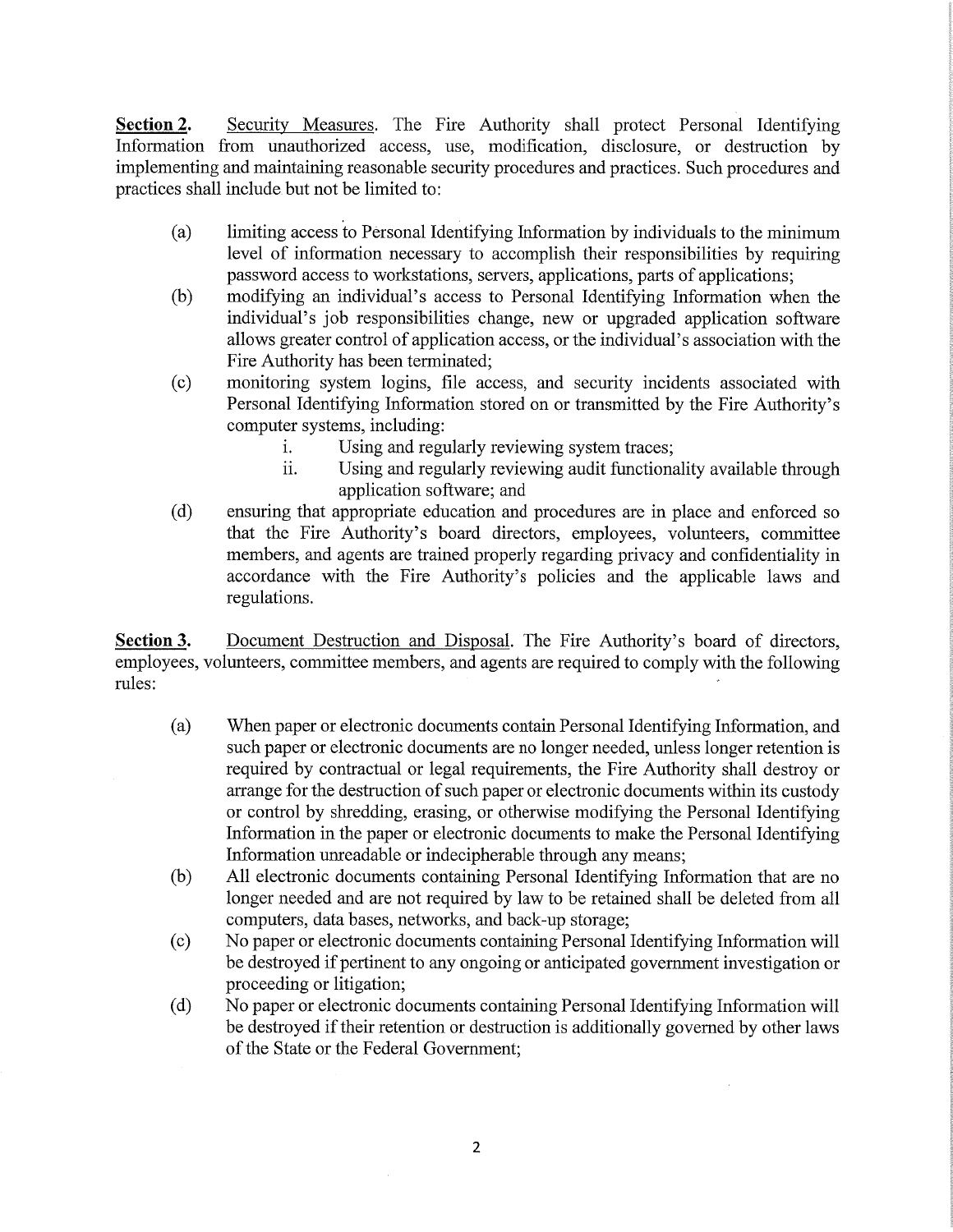**Section 2.** Security Measures. The Fire Authority shall protect Personal Identifying Information from unauthorized access, use, modification, disclosure, or destruction by implementing and maintaining reasonable security procedures and practices. Such procedures and practices shall include but not be limited to:

(a) limiting access to Personal Identifying Information by individuals to the minimum level of information necessary to accomplish their responsibilities by requiring password access to workstations, servers, applications, parts of applications;

(b) modifying an individual's access to Personal Identifying Information when the individual's job responsibilities change, new or upgraded application software allows greater control of application access, or the individual's association with the Fire Authority has been terminated;

(c) monitoring system logins, file access, and security incidents associated with Personal Identifying Information stored on or transmitted by the Fire Authority's computer systems, including:

  i. Using and regularly reviewing system traces;

  ii. Using and regularly reviewing audit functionality available through application software; and

(d) ensuring that appropriate education and procedures are in place and enforced so that the Fire Authority's board directors, employees, volunteers, committee members, and agents are trained properly regarding privacy and confidentiality in accordance with the Fire Authority's policies and the applicable laws and regulations.

**Section 3.** Document Destruction and Disposal. The Fire Authority's board of directors, employees, volunteers, committee members, and agents are required to comply with the following rules:

(a) When paper or electronic documents contain Personal Identifying Information, and such paper or electronic documents are no longer needed, unless longer retention is required by contractual or legal requirements, the Fire Authority shall destroy or arrange for the destruction of such paper or electronic documents within its custody or control by shredding, erasing, or otherwise modifying the Personal Identifying Information in the paper or electronic documents to make the Personal Identifying Information unreadable or indecipherable through any means;

(b) All electronic documents containing Personal Identifying Information that are no longer needed and are not required by law to be retained shall be deleted from all computers, data bases, networks, and back-up storage;

(c) No paper or electronic documents containing Personal Identifying Information will be destroyed if pertinent to any ongoing or anticipated government investigation or proceeding or litigation;

(d) No paper or electronic documents containing Personal Identifying Information will be destroyed if their retention or destruction is additionally governed by other laws of the State or the Federal Government;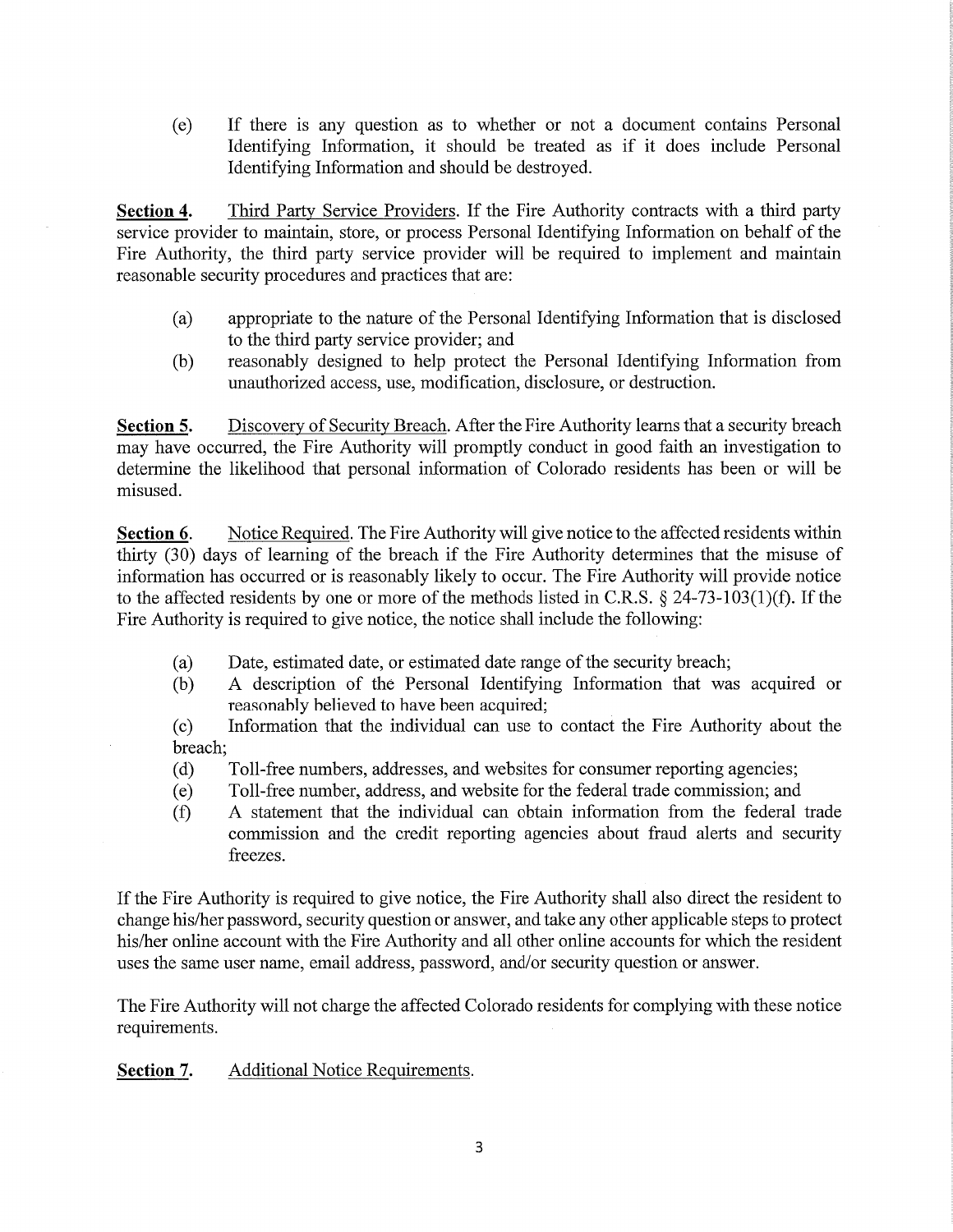(e) If there is any question as to whether or not a document contains Personal Identifying Information, it should be treated as if it does include Personal Identifying Information and should be destroyed.

**Section 4.** Third Party Service Providers. If the Fire Authority contracts with a third party service provider to maintain, store, or process Personal Identifying Information on behalf of the Fire Authority, the third party service provider will be required to implement and maintain reasonable security procedures and practices that are:

(a) appropriate to the nature of the Personal Identifying Information that is disclosed to the third party service provider; and

(b) reasonably designed to help protect the Personal Identifying Information from unauthorized access, use, modification, disclosure, or destruction.

**Section 5.** Discovery of Security Breach. After the Fire Authority learns that a security breach may have occurred, the Fire Authority will promptly conduct in good faith an investigation to determine the likelihood that personal information of Colorado residents has been or will be misused.

**Section 6.** Notice Required. The Fire Authority will give notice to the affected residents within thirty (30) days of learning of the breach if the Fire Authority determines that the misuse of information has occurred or is reasonably likely to occur. The Fire Authority will provide notice to the affected residents by one or more of the methods listed in C.R.S. § 24-73-103(1)(f). If the Fire Authority is required to give notice, the notice shall include the following:

(a) Date, estimated date, or estimated date range of the security breach;

(b) A description of the Personal Identifying Information that was acquired or reasonably believed to have been acquired;

(c) Information that the individual can use to contact the Fire Authority about the breach;

(d) Toll-free numbers, addresses, and websites for consumer reporting agencies;

(e) Toll-free number, address, and website for the federal trade commission; and

(f) A statement that the individual can obtain information from the federal trade commission and the credit reporting agencies about fraud alerts and security freezes.

If the Fire Authority is required to give notice, the Fire Authority shall also direct the resident to change his/her password, security question or answer, and take any other applicable steps to protect his/her online account with the Fire Authority and all other online accounts for which the resident uses the same user name, email address, password, and/or security question or answer.

The Fire Authority will not charge the affected Colorado residents for complying with these notice requirements.

**Section 7.** Additional Notice Requirements.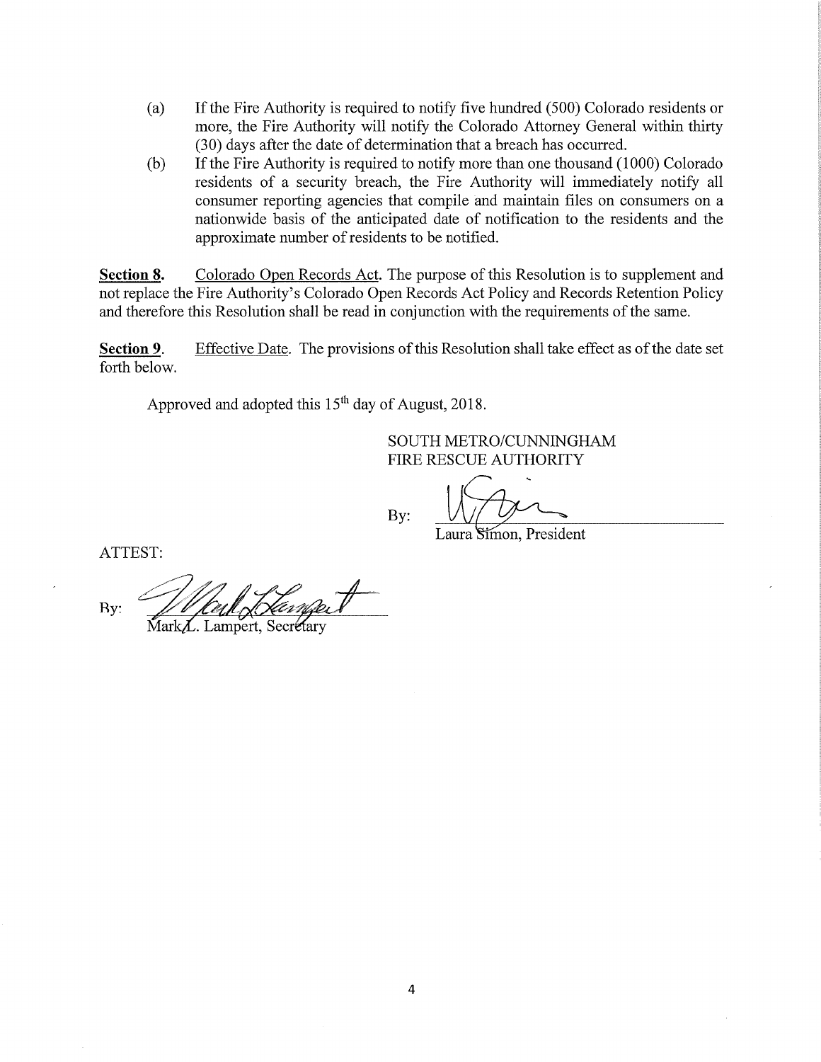(a) If the Fire Authority is required to notify five hundred (500) Colorado residents or more, the Fire Authority will notify the Colorado Attorney General within thirty (30) days after the date of determination that a breach has occurred.

(b) If the Fire Authority is required to notify more than one thousand (1000) Colorado residents of a security breach, the Fire Authority will immediately notify all consumer reporting agencies that compile and maintain files on consumers on a nationwide basis of the anticipated date of notification to the residents and the approximate number of residents to be notified.

**Section 8.** Colorado Open Records Act. The purpose of this Resolution is to supplement and not replace the Fire Authority's Colorado Open Records Act Policy and Records Retention Policy and therefore this Resolution shall be read in conjunction with the requirements of the same.

**Section 9.** Effective Date. The provisions of this Resolution shall take effect as of the date set forth below.

Approved and adopted this 15th day of August, 2018.

SOUTH METRO/CUNNINGHAM
FIRE RESCUE AUTHORITY

By: ______________________
Laura Simon, President

ATTEST:

By: ______________________
Mark L. Lampert, Secretary